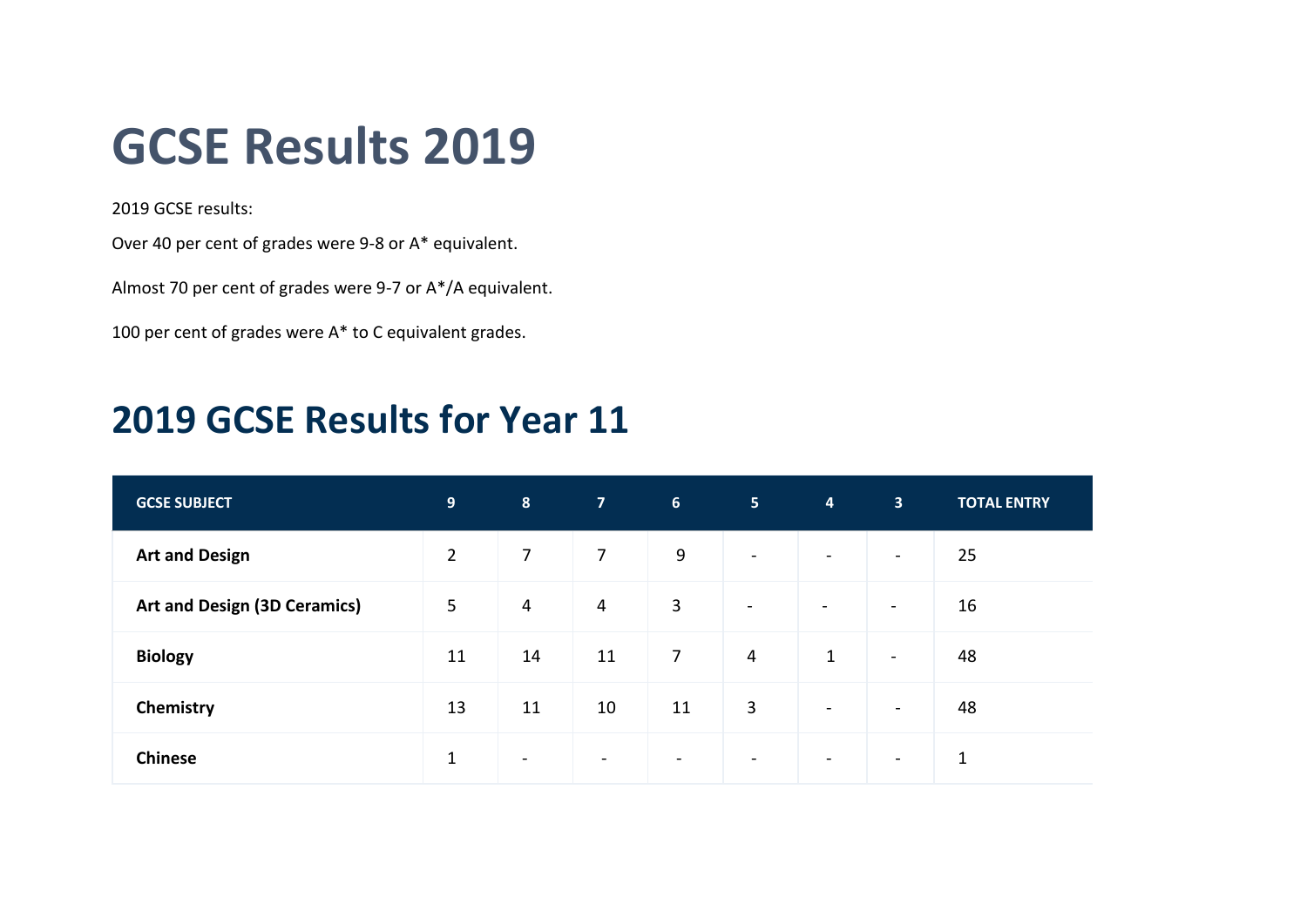# GCSE Results 2019

2019 GCSE results:

Over 40 per cent of grades were 9-8 or A* equivalent.

Almost 70 per cent of grades were 9-7 or A*/A equivalent.

100 per cent of grades were A* to C equivalent grades.

## 2019 GCSE Results for Year 11

| GCSE SUBJECT | 9 | 8 | 7 | 6 | 5 | 4 | 3 | TOTAL ENTRY |
|---|---|---|---|---|---|---|---|---|
| **Art and Design** | 2 | 7 | 7 | 9 | - | - | - | 25 |
| **Art and Design (3D Ceramics)** | 5 | 4 | 4 | 3 | - | - | - | 16 |
| **Biology** | 11 | 14 | 11 | 7 | 4 | 1 | - | 48 |
| **Chemistry** | 13 | 11 | 10 | 11 | 3 | - | - | 48 |
| **Chinese** | 1 | - | - | - | - | - | - | 1 |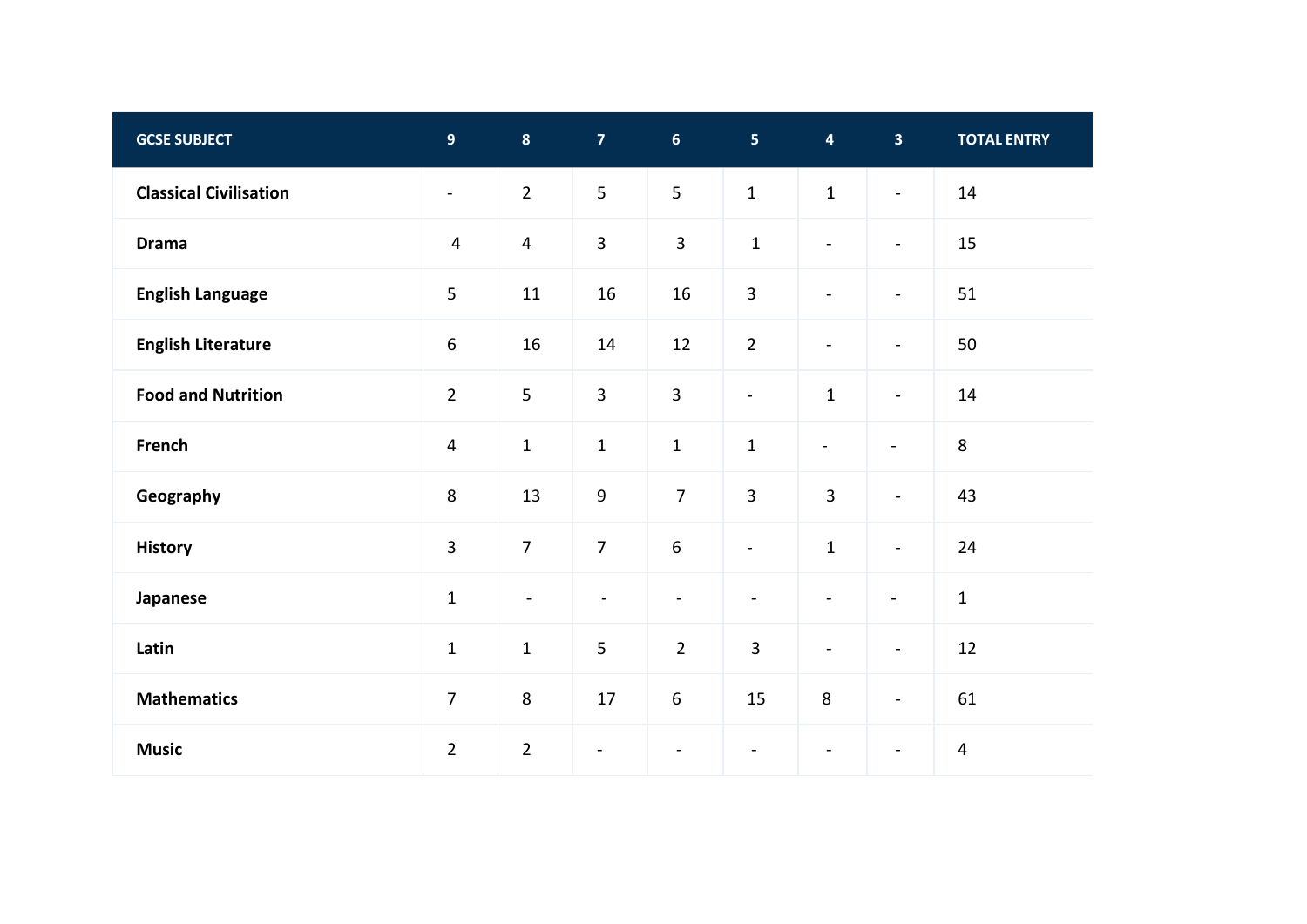| GCSE SUBJECT | 9 | 8 | 7 | 6 | 5 | 4 | 3 | TOTAL ENTRY |
|---|---|---|---|---|---|---|---|---|
| **Classical Civilisation** | - | 2 | 5 | 5 | 1 | 1 | - | 14 |
| **Drama** | 4 | 4 | 3 | 3 | 1 | - | - | 15 |
| **English Language** | 5 | 11 | 16 | 16 | 3 | - | - | 51 |
| **English Literature** | 6 | 16 | 14 | 12 | 2 | - | - | 50 |
| **Food and Nutrition** | 2 | 5 | 3 | 3 | - | 1 | - | 14 |
| **French** | 4 | 1 | 1 | 1 | 1 | - | - | 8 |
| **Geography** | 8 | 13 | 9 | 7 | 3 | 3 | - | 43 |
| **History** | 3 | 7 | 7 | 6 | - | 1 | - | 24 |
| **Japanese** | 1 | - | - | - | - | - | - | 1 |
| **Latin** | 1 | 1 | 5 | 2 | 3 | - | - | 12 |
| **Mathematics** | 7 | 8 | 17 | 6 | 15 | 8 | - | 61 |
| **Music** | 2 | 2 | - | - | - | - | - | 4 |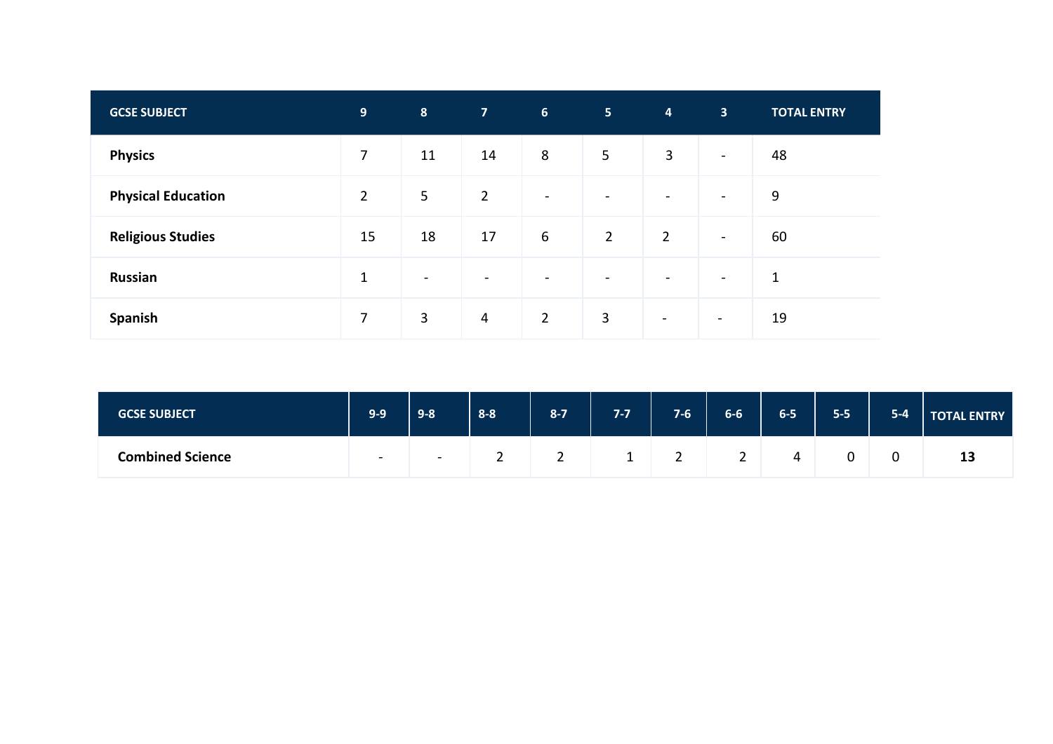| GCSE SUBJECT | 9 | 8 | 7 | 6 | 5 | 4 | 3 | TOTAL ENTRY |
|---|---|---|---|---|---|---|---|---|
| **Physics** | 7 | 11 | 14 | 8 | 5 | 3 | - | 48 |
| **Physical Education** | 2 | 5 | 2 | - | - | - | - | 9 |
| **Religious Studies** | 15 | 18 | 17 | 6 | 2 | 2 | - | 60 |
| **Russian** | 1 | - | - | - | - | - | - | 1 |
| **Spanish** | 7 | 3 | 4 | 2 | 3 | - | - | 19 |

| GCSE SUBJECT | 9-9 | 9-8 | 8-8 | 8-7 | 7-7 | 7-6 | 6-6 | 6-5 | 5-5 | 5-4 | TOTAL ENTRY |
|---|---|---|---|---|---|---|---|---|---|---|---|
| **Combined Science** | - | - | 2 | 2 | 1 | 2 | 2 | 4 | 0 | 0 | **13** |